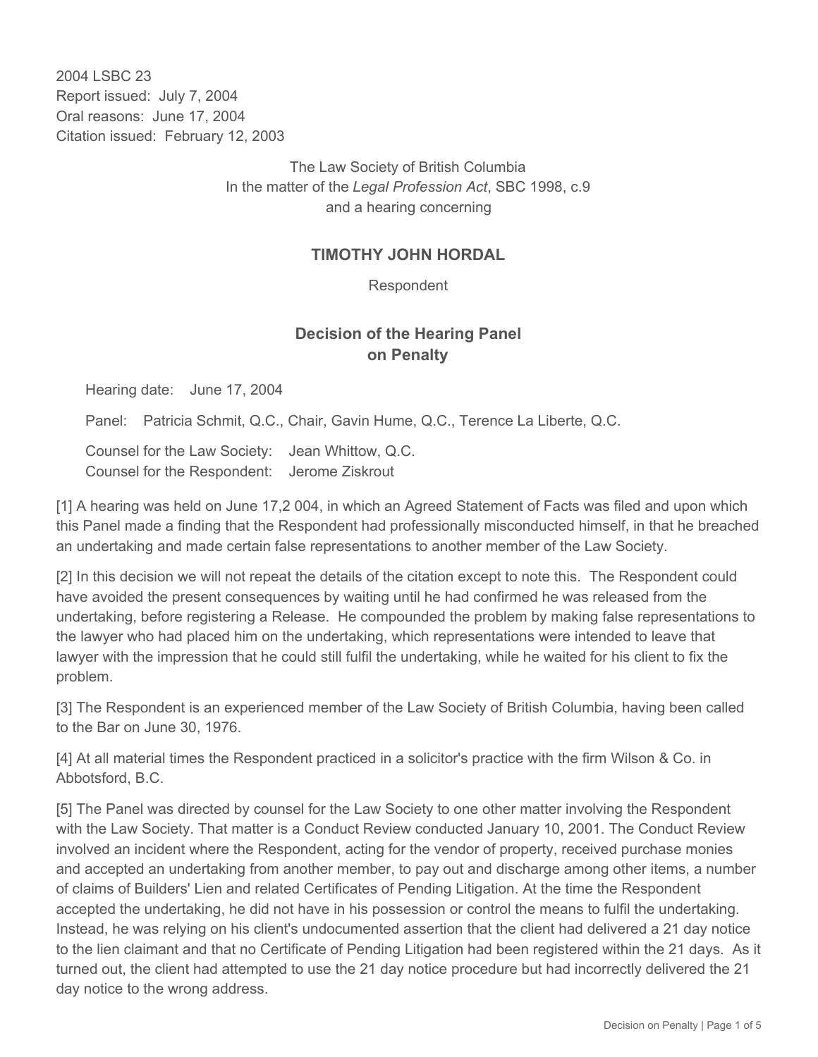2004 LSBC 23
Report issued: July 7, 2004
Oral reasons: June 17, 2004
Citation issued: February 12, 2003

The Law Society of British Columbia
In the matter of the *Legal Profession Act*, SBC 1998, c.9
and a hearing concerning

## TIMOTHY JOHN HORDAL

Respondent

## Decision of the Hearing Panel on Penalty

Hearing date: June 17, 2004

Panel: Patricia Schmit, Q.C., Chair, Gavin Hume, Q.C., Terence La Liberte, Q.C.

Counsel for the Law Society: Jean Whittow, Q.C.
Counsel for the Respondent: Jerome Ziskrout

[1] A hearing was held on June 17,2 004, in which an Agreed Statement of Facts was filed and upon which this Panel made a finding that the Respondent had professionally misconducted himself, in that he breached an undertaking and made certain false representations to another member of the Law Society.

[2] In this decision we will not repeat the details of the citation except to note this. The Respondent could have avoided the present consequences by waiting until he had confirmed he was released from the undertaking, before registering a Release. He compounded the problem by making false representations to the lawyer who had placed him on the undertaking, which representations were intended to leave that lawyer with the impression that he could still fulfil the undertaking, while he waited for his client to fix the problem.

[3] The Respondent is an experienced member of the Law Society of British Columbia, having been called to the Bar on June 30, 1976.

[4] At all material times the Respondent practiced in a solicitor's practice with the firm Wilson & Co. in Abbotsford, B.C.

[5] The Panel was directed by counsel for the Law Society to one other matter involving the Respondent with the Law Society. That matter is a Conduct Review conducted January 10, 2001. The Conduct Review involved an incident where the Respondent, acting for the vendor of property, received purchase monies and accepted an undertaking from another member, to pay out and discharge among other items, a number of claims of Builders' Lien and related Certificates of Pending Litigation. At the time the Respondent accepted the undertaking, he did not have in his possession or control the means to fulfil the undertaking. Instead, he was relying on his client's undocumented assertion that the client had delivered a 21 day notice to the lien claimant and that no Certificate of Pending Litigation had been registered within the 21 days. As it turned out, the client had attempted to use the 21 day notice procedure but had incorrectly delivered the 21 day notice to the wrong address.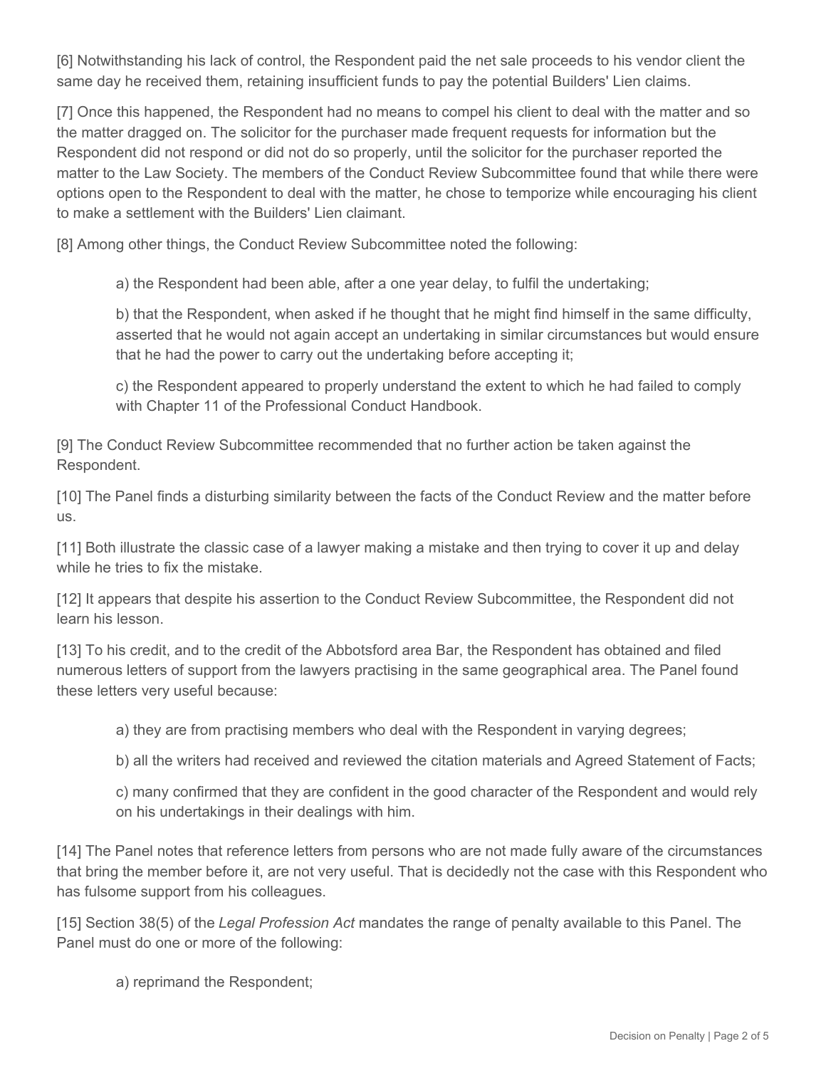[6] Notwithstanding his lack of control, the Respondent paid the net sale proceeds to his vendor client the same day he received them, retaining insufficient funds to pay the potential Builders' Lien claims.

[7] Once this happened, the Respondent had no means to compel his client to deal with the matter and so the matter dragged on. The solicitor for the purchaser made frequent requests for information but the Respondent did not respond or did not do so properly, until the solicitor for the purchaser reported the matter to the Law Society. The members of the Conduct Review Subcommittee found that while there were options open to the Respondent to deal with the matter, he chose to temporize while encouraging his client to make a settlement with the Builders' Lien claimant.

[8] Among other things, the Conduct Review Subcommittee noted the following:

> a) the Respondent had been able, after a one year delay, to fulfil the undertaking;
>
> b) that the Respondent, when asked if he thought that he might find himself in the same difficulty, asserted that he would not again accept an undertaking in similar circumstances but would ensure that he had the power to carry out the undertaking before accepting it;
>
> c) the Respondent appeared to properly understand the extent to which he had failed to comply with Chapter 11 of the Professional Conduct Handbook.

[9] The Conduct Review Subcommittee recommended that no further action be taken against the Respondent.

[10] The Panel finds a disturbing similarity between the facts of the Conduct Review and the matter before us.

[11] Both illustrate the classic case of a lawyer making a mistake and then trying to cover it up and delay while he tries to fix the mistake.

[12] It appears that despite his assertion to the Conduct Review Subcommittee, the Respondent did not learn his lesson.

[13] To his credit, and to the credit of the Abbotsford area Bar, the Respondent has obtained and filed numerous letters of support from the lawyers practising in the same geographical area. The Panel found these letters very useful because:

> a) they are from practising members who deal with the Respondent in varying degrees;
>
> b) all the writers had received and reviewed the citation materials and Agreed Statement of Facts;
>
> c) many confirmed that they are confident in the good character of the Respondent and would rely on his undertakings in their dealings with him.

[14] The Panel notes that reference letters from persons who are not made fully aware of the circumstances that bring the member before it, are not very useful. That is decidedly not the case with this Respondent who has fulsome support from his colleagues.

[15] Section 38(5) of the *Legal Profession Act* mandates the range of penalty available to this Panel. The Panel must do one or more of the following:

> a) reprimand the Respondent;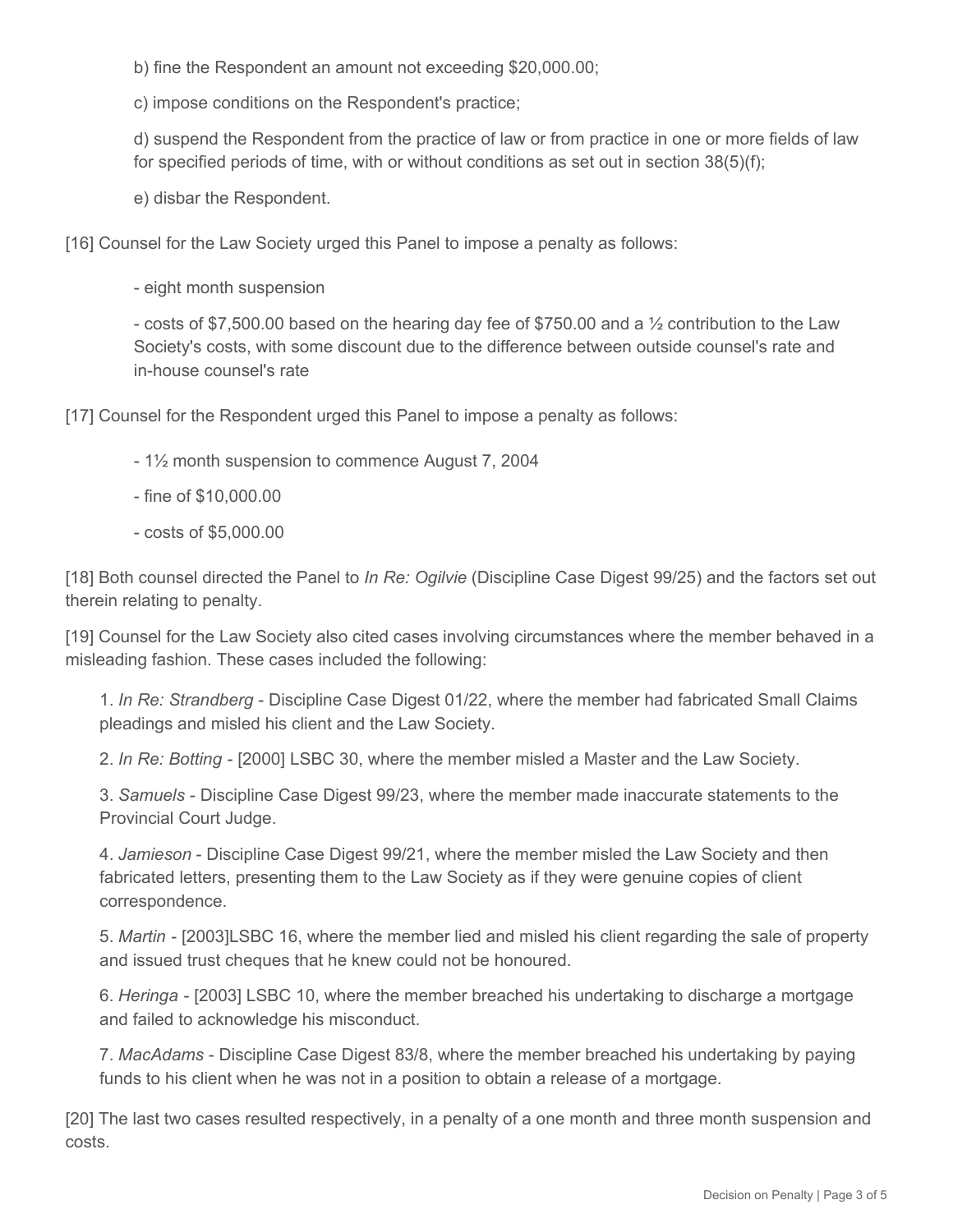b) fine the Respondent an amount not exceeding $20,000.00;

c) impose conditions on the Respondent's practice;

d) suspend the Respondent from the practice of law or from practice in one or more fields of law for specified periods of time, with or without conditions as set out in section 38(5)(f);

e) disbar the Respondent.

[16] Counsel for the Law Society urged this Panel to impose a penalty as follows:

- eight month suspension

- costs of $7,500.00 based on the hearing day fee of $750.00 and a ½ contribution to the Law Society's costs, with some discount due to the difference between outside counsel's rate and in-house counsel's rate

[17] Counsel for the Respondent urged this Panel to impose a penalty as follows:

- 1½ month suspension to commence August 7, 2004

- fine of $10,000.00

- costs of $5,000.00

[18] Both counsel directed the Panel to *In Re: Ogilvie* (Discipline Case Digest 99/25) and the factors set out therein relating to penalty.

[19] Counsel for the Law Society also cited cases involving circumstances where the member behaved in a misleading fashion. These cases included the following:

1. *In Re: Strandberg* - Discipline Case Digest 01/22, where the member had fabricated Small Claims pleadings and misled his client and the Law Society.

2. *In Re: Botting* - [2000] LSBC 30, where the member misled a Master and the Law Society.

3. *Samuels* - Discipline Case Digest 99/23, where the member made inaccurate statements to the Provincial Court Judge.

4. *Jamieson* - Discipline Case Digest 99/21, where the member misled the Law Society and then fabricated letters, presenting them to the Law Society as if they were genuine copies of client correspondence.

5. *Martin* - [2003]LSBC 16, where the member lied and misled his client regarding the sale of property and issued trust cheques that he knew could not be honoured.

6. *Heringa* - [2003] LSBC 10, where the member breached his undertaking to discharge a mortgage and failed to acknowledge his misconduct.

7. *MacAdams* - Discipline Case Digest 83/8, where the member breached his undertaking by paying funds to his client when he was not in a position to obtain a release of a mortgage.

[20] The last two cases resulted respectively, in a penalty of a one month and three month suspension and costs.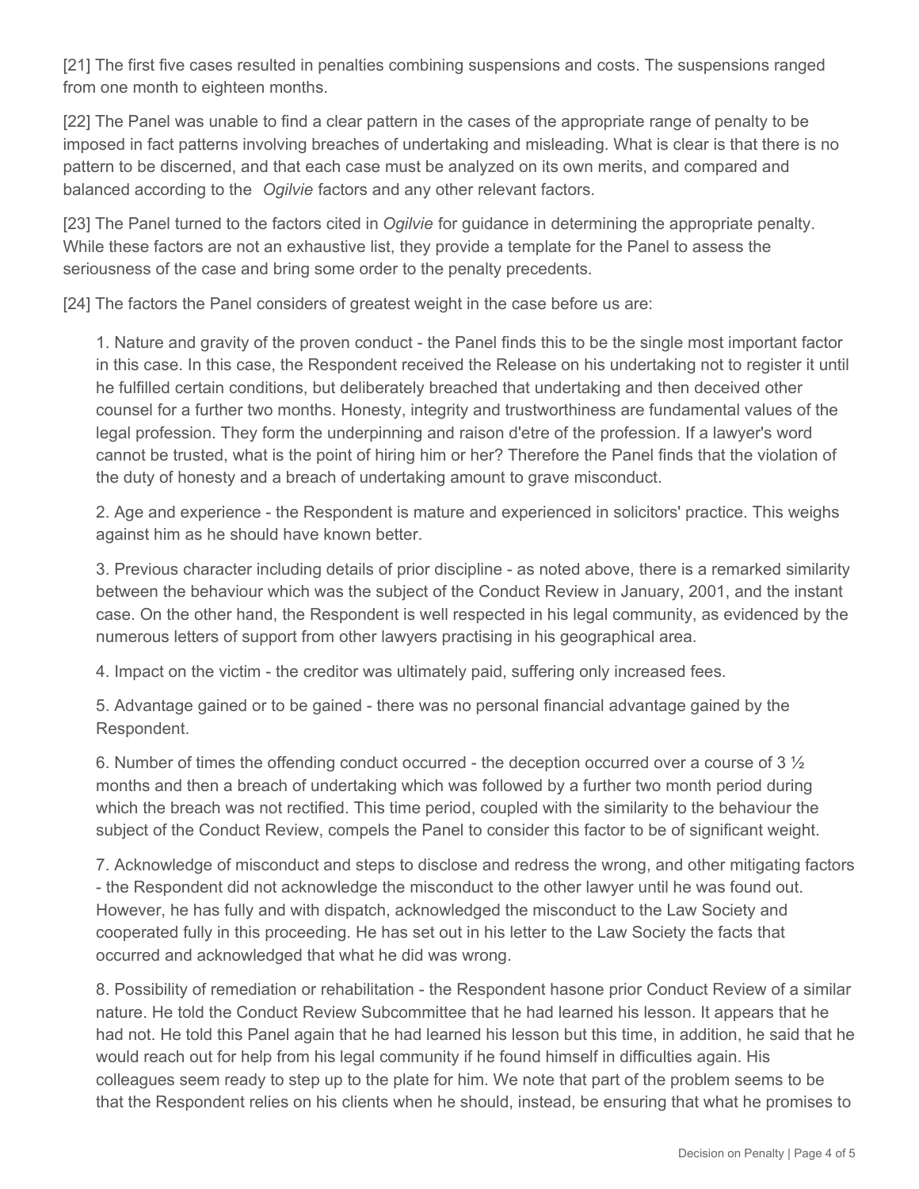[21] The first five cases resulted in penalties combining suspensions and costs. The suspensions ranged from one month to eighteen months.

[22] The Panel was unable to find a clear pattern in the cases of the appropriate range of penalty to be imposed in fact patterns involving breaches of undertaking and misleading. What is clear is that there is no pattern to be discerned, and that each case must be analyzed on its own merits, and compared and balanced according to the *Ogilvie* factors and any other relevant factors.

[23] The Panel turned to the factors cited in *Ogilvie* for guidance in determining the appropriate penalty. While these factors are not an exhaustive list, they provide a template for the Panel to assess the seriousness of the case and bring some order to the penalty precedents.

[24] The factors the Panel considers of greatest weight in the case before us are:

1. Nature and gravity of the proven conduct - the Panel finds this to be the single most important factor in this case. In this case, the Respondent received the Release on his undertaking not to register it until he fulfilled certain conditions, but deliberately breached that undertaking and then deceived other counsel for a further two months. Honesty, integrity and trustworthiness are fundamental values of the legal profession. They form the underpinning and raison d'etre of the profession. If a lawyer's word cannot be trusted, what is the point of hiring him or her? Therefore the Panel finds that the violation of the duty of honesty and a breach of undertaking amount to grave misconduct.

2. Age and experience - the Respondent is mature and experienced in solicitors' practice. This weighs against him as he should have known better.

3. Previous character including details of prior discipline - as noted above, there is a remarked similarity between the behaviour which was the subject of the Conduct Review in January, 2001, and the instant case. On the other hand, the Respondent is well respected in his legal community, as evidenced by the numerous letters of support from other lawyers practising in his geographical area.

4. Impact on the victim - the creditor was ultimately paid, suffering only increased fees.

5. Advantage gained or to be gained - there was no personal financial advantage gained by the Respondent.

6. Number of times the offending conduct occurred - the deception occurred over a course of 3 ½ months and then a breach of undertaking which was followed by a further two month period during which the breach was not rectified. This time period, coupled with the similarity to the behaviour the subject of the Conduct Review, compels the Panel to consider this factor to be of significant weight.

7. Acknowledge of misconduct and steps to disclose and redress the wrong, and other mitigating factors - the Respondent did not acknowledge the misconduct to the other lawyer until he was found out. However, he has fully and with dispatch, acknowledged the misconduct to the Law Society and cooperated fully in this proceeding. He has set out in his letter to the Law Society the facts that occurred and acknowledged that what he did was wrong.

8. Possibility of remediation or rehabilitation - the Respondent hasone prior Conduct Review of a similar nature. He told the Conduct Review Subcommittee that he had learned his lesson. It appears that he had not. He told this Panel again that he had learned his lesson but this time, in addition, he said that he would reach out for help from his legal community if he found himself in difficulties again. His colleagues seem ready to step up to the plate for him. We note that part of the problem seems to be that the Respondent relies on his clients when he should, instead, be ensuring that what he promises to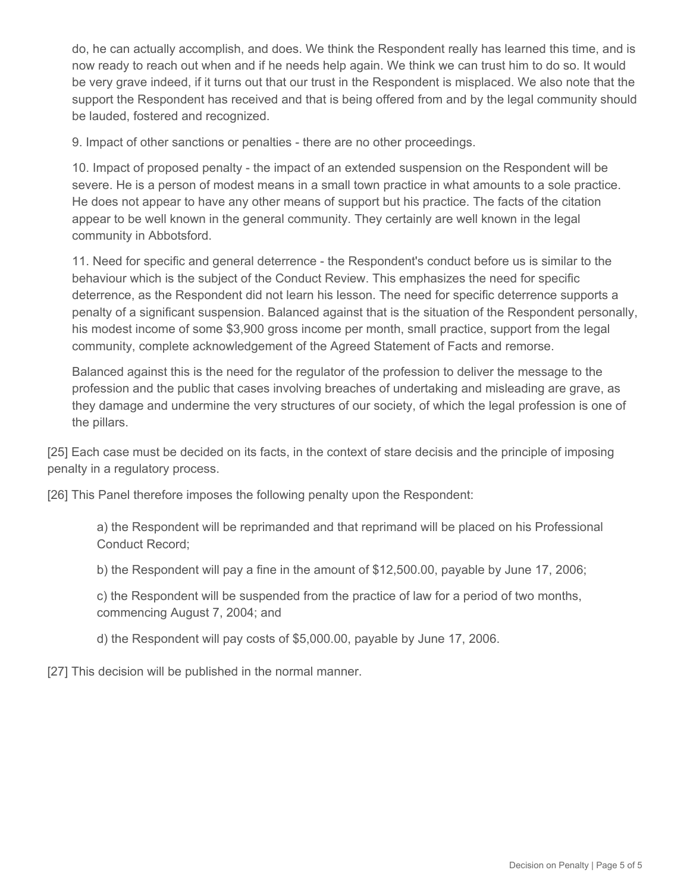do, he can actually accomplish, and does. We think the Respondent really has learned this time, and is now ready to reach out when and if he needs help again. We think we can trust him to do so. It would be very grave indeed, if it turns out that our trust in the Respondent is misplaced. We also note that the support the Respondent has received and that is being offered from and by the legal community should be lauded, fostered and recognized.

9. Impact of other sanctions or penalties - there are no other proceedings.

10. Impact of proposed penalty - the impact of an extended suspension on the Respondent will be severe. He is a person of modest means in a small town practice in what amounts to a sole practice. He does not appear to have any other means of support but his practice. The facts of the citation appear to be well known in the general community. They certainly are well known in the legal community in Abbotsford.

11. Need for specific and general deterrence - the Respondent's conduct before us is similar to the behaviour which is the subject of the Conduct Review. This emphasizes the need for specific deterrence, as the Respondent did not learn his lesson. The need for specific deterrence supports a penalty of a significant suspension. Balanced against that is the situation of the Respondent personally, his modest income of some $3,900 gross income per month, small practice, support from the legal community, complete acknowledgement of the Agreed Statement of Facts and remorse.

Balanced against this is the need for the regulator of the profession to deliver the message to the profession and the public that cases involving breaches of undertaking and misleading are grave, as they damage and undermine the very structures of our society, of which the legal profession is one of the pillars.

[25] Each case must be decided on its facts, in the context of stare decisis and the principle of imposing penalty in a regulatory process.

[26] This Panel therefore imposes the following penalty upon the Respondent:

a) the Respondent will be reprimanded and that reprimand will be placed on his Professional Conduct Record;

b) the Respondent will pay a fine in the amount of $12,500.00, payable by June 17, 2006;

c) the Respondent will be suspended from the practice of law for a period of two months, commencing August 7, 2004; and

d) the Respondent will pay costs of $5,000.00, payable by June 17, 2006.

[27] This decision will be published in the normal manner.